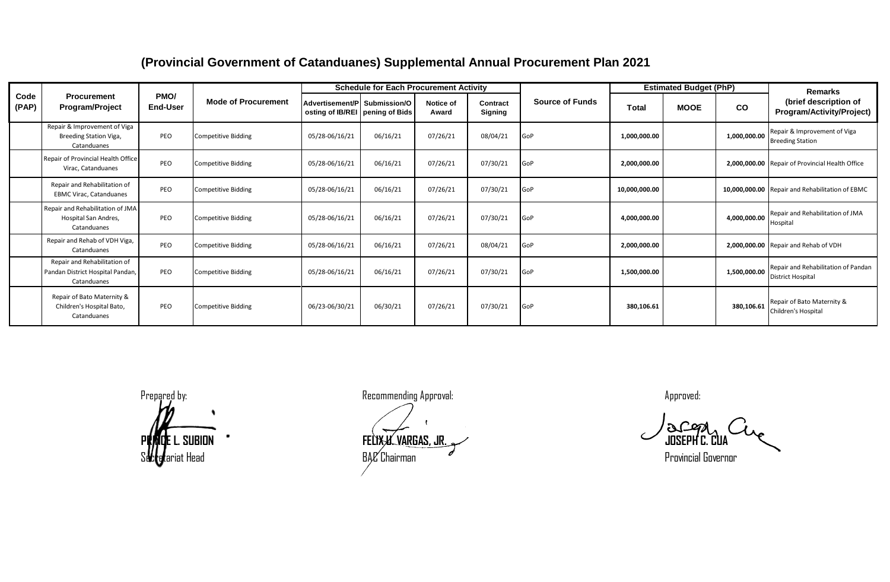# (Provincial Government of Catanduanes) Supplemental Annual Procurement Plan 2021

| Code (PAP) | Procurement Program/Project | PMO/ End-User | Mode of Procurement | Schedule for Each Procurement Activity | | | | Source of Funds | Estimated Budget (PhP) | | | Remarks (brief description of Program/Activity/Project) |
|---|---|---|---|---|---|---|---|---|---|---|---|---|
| | | | | Advertisement/Posting of IB/REI | Submission/Opening of Bids | Notice of Award | Contract Signing | | Total | MOOE | CO | |
| | Repair & Improvement of Viga Breeding Station Viga, Catanduanes | PEO | Competitive Bidding | 05/28-06/16/21 | 06/16/21 | 07/26/21 | 08/04/21 | GoP | **1,000,000.00** | | **1,000,000.00** | Repair & Improvement of Viga Breeding Station |
| | Repair of Provincial Health Office Virac, Catanduanes | PEO | Competitive Bidding | 05/28-06/16/21 | 06/16/21 | 07/26/21 | 07/30/21 | GoP | **2,000,000.00** | | **2,000,000.00** | Repair of Provincial Health Office |
| | Repair and Rehabilitation of EBMC Virac, Catanduanes | PEO | Competitive Bidding | 05/28-06/16/21 | 06/16/21 | 07/26/21 | 07/30/21 | GoP | **10,000,000.00** | | **10,000,000.00** | Repair and Rehabilitation of EBMC |
| | Repair and Rehabilitation of JMA Hospital San Andres, Catanduanes | PEO | Competitive Bidding | 05/28-06/16/21 | 06/16/21 | 07/26/21 | 07/30/21 | GoP | **4,000,000.00** | | **4,000,000.00** | Repair and Rehabilitation of JMA Hospital |
| | Repair and Rehab of VDH Viga, Catanduanes | PEO | Competitive Bidding | 05/28-06/16/21 | 06/16/21 | 07/26/21 | 08/04/21 | GoP | **2,000,000.00** | | **2,000,000.00** | Repair and Rehab of VDH |
| | Repair and Rehabilitation of Pandan District Hospital Pandan, Catanduanes | PEO | Competitive Bidding | 05/28-06/16/21 | 06/16/21 | 07/26/21 | 07/30/21 | GoP | **1,500,000.00** | | **1,500,000.00** | Repair and Rehabilitation of Pandan District Hospital |
| | Repair of Bato Maternity & Children's Hospital Bato, Catanduanes | PEO | Competitive Bidding | 06/23-06/30/21 | 06/30/21 | 07/26/21 | 07/30/21 | GoP | **380,106.61** | | **380,106.61** | Repair of Bato Maternity & Children's Hospital |

Prepared by:

**PRINCE L. SUBION**
Secretariat Head

Recommending Approval:

**FELIX U. VARGAS, JR.**
BAC Chairman

Approved:

**JOSEPH C. CUA**
Provincial Governor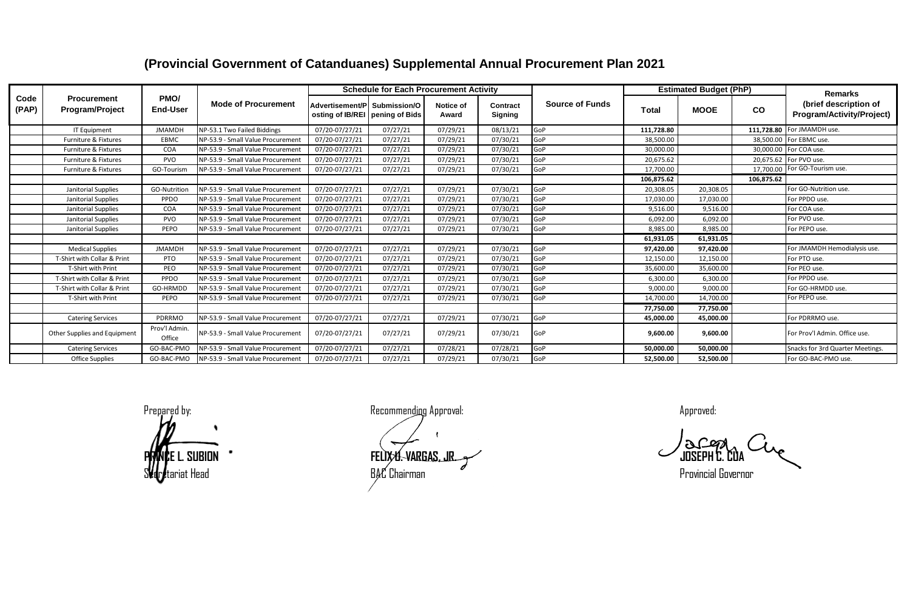# (Provincial Government of Catanduanes) Supplemental Annual Procurement Plan 2021

| Code (PAP) | Procurement Program/Project | PMO/ End-User | Mode of Procurement | Schedule for Each Procurement Activity | | | | Source of Funds | Estimated Budget (PhP) | | | Remarks (brief description of Program/Activity/Project) |
|---|---|---|---|---|---|---|---|---|---|---|---|---|
| | | | | Advertisement/Posting of IB/REI | Submission/Opening of Bids | Notice of Award | Contract Signing | | Total | MOOE | CO | |
| | IT Equipment | JMAMDH | NP-53.1 Two Failed Biddings | 07/20-07/27/21 | 07/27/21 | 07/29/21 | 08/13/21 | GoP | **111,728.80** | | **111,728.80** | For JMAMDH use. |
| | Furniture & Fixtures | EBMC | NP-53.9 - Small Value Procurement | 07/20-07/27/21 | 07/27/21 | 07/29/21 | 07/30/21 | GoP | 38,500.00 | | 38,500.00 | For EBMC use. |
| | Furniture & Fixtures | COA | NP-53.9 - Small Value Procurement | 07/20-07/27/21 | 07/27/21 | 07/29/21 | 07/30/21 | GoP | 30,000.00 | | 30,000.00 | For COA use. |
| | Furniture & Fixtures | PVO | NP-53.9 - Small Value Procurement | 07/20-07/27/21 | 07/27/21 | 07/29/21 | 07/30/21 | GoP | 20,675.62 | | 20,675.62 | For PVO use. |
| | Furniture & Fixtures | GO-Tourism | NP-53.9 - Small Value Procurement | 07/20-07/27/21 | 07/27/21 | 07/29/21 | 07/30/21 | GoP | 17,700.00 | | 17,700.00 | For GO-Tourism use. |
| | | | | | | | | | **106,875.62** | | **106,875.62** | |
| | Janitorial Supplies | GO-Nutrition | NP-53.9 - Small Value Procurement | 07/20-07/27/21 | 07/27/21 | 07/29/21 | 07/30/21 | GoP | 20,308.05 | 20,308.05 | | For GO-Nutrition use. |
| | Janitorial Supplies | PPDO | NP-53.9 - Small Value Procurement | 07/20-07/27/21 | 07/27/21 | 07/29/21 | 07/30/21 | GoP | 17,030.00 | 17,030.00 | | For PPDO use. |
| | Janitorial Supplies | COA | NP-53.9 - Small Value Procurement | 07/20-07/27/21 | 07/27/21 | 07/29/21 | 07/30/21 | GoP | 9,516.00 | 9,516.00 | | For COA use. |
| | Janitorial Supplies | PVO | NP-53.9 - Small Value Procurement | 07/20-07/27/21 | 07/27/21 | 07/29/21 | 07/30/21 | GoP | 6,092.00 | 6,092.00 | | For PVO use. |
| | Janitorial Supplies | PEPO | NP-53.9 - Small Value Procurement | 07/20-07/27/21 | 07/27/21 | 07/29/21 | 07/30/21 | GoP | 8,985.00 | 8,985.00 | | For PEPO use. |
| | | | | | | | | | **61,931.05** | **61,931.05** | | |
| | Medical Supplies | JMAMDH | NP-53.9 - Small Value Procurement | 07/20-07/27/21 | 07/27/21 | 07/29/21 | 07/30/21 | GoP | **97,420.00** | **97,420.00** | | For JMAMDH Hemodialysis use. |
| | T-Shirt with Collar & Print | PTO | NP-53.9 - Small Value Procurement | 07/20-07/27/21 | 07/27/21 | 07/29/21 | 07/30/21 | GoP | 12,150.00 | 12,150.00 | | For PTO use. |
| | T-Shirt with Print | PEO | NP-53.9 - Small Value Procurement | 07/20-07/27/21 | 07/27/21 | 07/29/21 | 07/30/21 | GoP | 35,600.00 | 35,600.00 | | For PEO use. |
| | T-Shirt with Collar & Print | PPDO | NP-53.9 - Small Value Procurement | 07/20-07/27/21 | 07/27/21 | 07/29/21 | 07/30/21 | GoP | 6,300.00 | 6,300.00 | | For PPDO use. |
| | T-Shirt with Collar & Print | GO-HRMDD | NP-53.9 - Small Value Procurement | 07/20-07/27/21 | 07/27/21 | 07/29/21 | 07/30/21 | GoP | 9,000.00 | 9,000.00 | | For GO-HRMDD use. |
| | T-Shirt with Print | PEPO | NP-53.9 - Small Value Procurement | 07/20-07/27/21 | 07/27/21 | 07/29/21 | 07/30/21 | GoP | 14,700.00 | 14,700.00 | | For PEPO use. |
| | | | | | | | | | **77,750.00** | **77,750.00** | | |
| | Catering Services | PDRRMO | NP-53.9 - Small Value Procurement | 07/20-07/27/21 | 07/27/21 | 07/29/21 | 07/30/21 | GoP | **45,000.00** | **45,000.00** | | For PDRRMO use. |
| | Other Supplies and Equipment | Prov'l Admin. Office | NP-53.9 - Small Value Procurement | 07/20-07/27/21 | 07/27/21 | 07/29/21 | 07/30/21 | GoP | **9,600.00** | **9,600.00** | | For Prov'l Admin. Office use. |
| | Catering Services | GO-BAC-PMO | NP-53.9 - Small Value Procurement | 07/20-07/27/21 | 07/27/21 | 07/28/21 | 07/28/21 | GoP | **50,000.00** | **50,000.00** | | Snacks for 3rd Quarter Meetings. |
| | Office Supplies | GO-BAC-PMO | NP-53.9 - Small Value Procurement | 07/20-07/27/21 | 07/27/21 | 07/29/21 | 07/30/21 | GoP | **52,500.00** | **52,500.00** | | For GO-BAC-PMO use. |

Prepared by:

**PRINCE L. SUBION**
Secretariat Head

Recommending Approval:

**FELIX U. VARGAS, JR.**
BAC Chairman

Approved:

**JOSEPH C. CUA**
Provincial Governor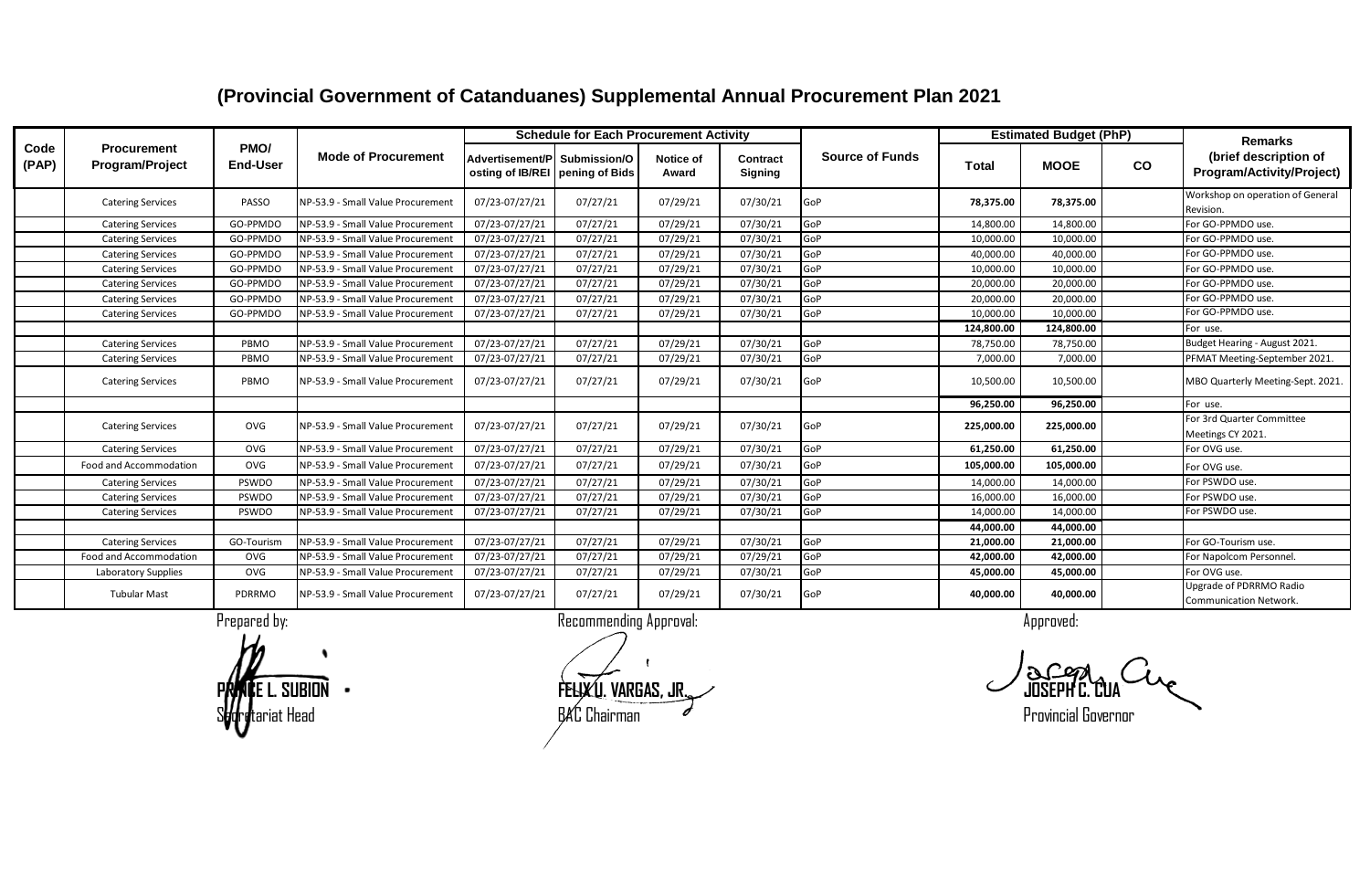# (Provincial Government of Catanduanes) Supplemental Annual Procurement Plan 2021

| Code (PAP) | Procurement Program/Project | PMO/ End-User | Mode of Procurement | Schedule for Each Procurement Activity | | | | Source of Funds | Estimated Budget (PhP) | | | Remarks (brief description of Program/Activity/Project) |
|---|---|---|---|---|---|---|---|---|---|---|---|---|
| | | | | Advertisement/Posting of IB/REI | Submission/Opening of Bids | Notice of Award | Contract Signing | | Total | MOOE | CO | |
| | Catering Services | PASSO | NP-53.9 - Small Value Procurement | 07/23-07/27/21 | 07/27/21 | 07/29/21 | 07/30/21 | GoP | **78,375.00** | **78,375.00** | | Workshop on operation of General Revision. |
| | Catering Services | GO-PPMDO | NP-53.9 - Small Value Procurement | 07/23-07/27/21 | 07/27/21 | 07/29/21 | 07/30/21 | GoP | 14,800.00 | 14,800.00 | | For GO-PPMDO use. |
| | Catering Services | GO-PPMDO | NP-53.9 - Small Value Procurement | 07/23-07/27/21 | 07/27/21 | 07/29/21 | 07/30/21 | GoP | 10,000.00 | 10,000.00 | | For GO-PPMDO use. |
| | Catering Services | GO-PPMDO | NP-53.9 - Small Value Procurement | 07/23-07/27/21 | 07/27/21 | 07/29/21 | 07/30/21 | GoP | 40,000.00 | 40,000.00 | | For GO-PPMDO use. |
| | Catering Services | GO-PPMDO | NP-53.9 - Small Value Procurement | 07/23-07/27/21 | 07/27/21 | 07/29/21 | 07/30/21 | GoP | 10,000.00 | 10,000.00 | | For GO-PPMDO use. |
| | Catering Services | GO-PPMDO | NP-53.9 - Small Value Procurement | 07/23-07/27/21 | 07/27/21 | 07/29/21 | 07/30/21 | GoP | 20,000.00 | 20,000.00 | | For GO-PPMDO use. |
| | Catering Services | GO-PPMDO | NP-53.9 - Small Value Procurement | 07/23-07/27/21 | 07/27/21 | 07/29/21 | 07/30/21 | GoP | 20,000.00 | 20,000.00 | | For GO-PPMDO use. |
| | Catering Services | GO-PPMDO | NP-53.9 - Small Value Procurement | 07/23-07/27/21 | 07/27/21 | 07/29/21 | 07/30/21 | GoP | 10,000.00 | 10,000.00 | | For GO-PPMDO use. |
| | | | | | | | | | **124,800.00** | **124,800.00** | | For use. |
| | Catering Services | PBMO | NP-53.9 - Small Value Procurement | 07/23-07/27/21 | 07/27/21 | 07/29/21 | 07/30/21 | GoP | 78,750.00 | 78,750.00 | | Budget Hearing - August 2021. |
| | Catering Services | PBMO | NP-53.9 - Small Value Procurement | 07/23-07/27/21 | 07/27/21 | 07/29/21 | 07/30/21 | GoP | 7,000.00 | 7,000.00 | | PFMAT Meeting-September 2021. |
| | Catering Services | PBMO | NP-53.9 - Small Value Procurement | 07/23-07/27/21 | 07/27/21 | 07/29/21 | 07/30/21 | GoP | 10,500.00 | 10,500.00 | | MBO Quarterly Meeting-Sept. 2021. |
| | | | | | | | | | **96,250.00** | **96,250.00** | | For use. |
| | Catering Services | OVG | NP-53.9 - Small Value Procurement | 07/23-07/27/21 | 07/27/21 | 07/29/21 | 07/30/21 | GoP | **225,000.00** | **225,000.00** | | For 3rd Quarter Committee Meetings CY 2021. |
| | Catering Services | OVG | NP-53.9 - Small Value Procurement | 07/23-07/27/21 | 07/27/21 | 07/29/21 | 07/30/21 | GoP | **61,250.00** | **61,250.00** | | For OVG use. |
| | Food and Accommodation | OVG | NP-53.9 - Small Value Procurement | 07/23-07/27/21 | 07/27/21 | 07/29/21 | 07/30/21 | GoP | **105,000.00** | **105,000.00** | | For OVG use. |
| | Catering Services | PSWDO | NP-53.9 - Small Value Procurement | 07/23-07/27/21 | 07/27/21 | 07/29/21 | 07/30/21 | GoP | 14,000.00 | 14,000.00 | | For PSWDO use. |
| | Catering Services | PSWDO | NP-53.9 - Small Value Procurement | 07/23-07/27/21 | 07/27/21 | 07/29/21 | 07/30/21 | GoP | 16,000.00 | 16,000.00 | | For PSWDO use. |
| | Catering Services | PSWDO | NP-53.9 - Small Value Procurement | 07/23-07/27/21 | 07/27/21 | 07/29/21 | 07/30/21 | GoP | 14,000.00 | 14,000.00 | | For PSWDO use. |
| | | | | | | | | | **44,000.00** | **44,000.00** | | |
| | Catering Services | GO-Tourism | NP-53.9 - Small Value Procurement | 07/23-07/27/21 | 07/27/21 | 07/29/21 | 07/30/21 | GoP | **21,000.00** | **21,000.00** | | For GO-Tourism use. |
| | Food and Accommodation | OVG | NP-53.9 - Small Value Procurement | 07/23-07/27/21 | 07/27/21 | 07/29/21 | 07/29/21 | GoP | **42,000.00** | **42,000.00** | | For Napolcom Personnel. |
| | Laboratory Supplies | OVG | NP-53.9 - Small Value Procurement | 07/23-07/27/21 | 07/27/21 | 07/29/21 | 07/30/21 | GoP | **45,000.00** | **45,000.00** | | For OVG use. |
| | Tubular Mast | PDRRMO | NP-53.9 - Small Value Procurement | 07/23-07/27/21 | 07/27/21 | 07/29/21 | 07/30/21 | GoP | **40,000.00** | **40,000.00** | | Upgrade of PDRRMO Radio Communication Network. |

Prepared by:

**PRINCE L. SUBION**
Secretariat Head

Recommending Approval:

**FELIX U. VARGAS, JR.**
BAC Chairman

Approved:

**JOSEPH C. CUA**
Provincial Governor